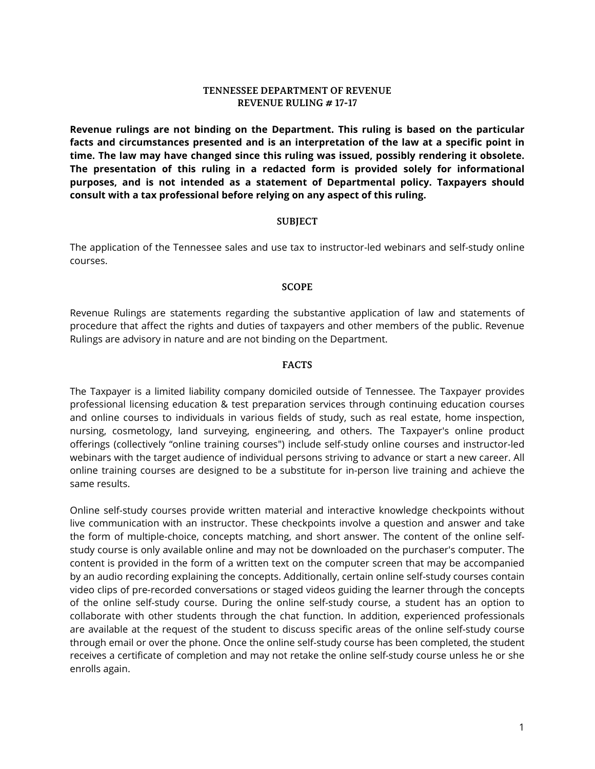**TENNESSEE DEPARTMENT OF REVENUE**
**REVENUE RULING # 17-17**

**Revenue rulings are not binding on the Department. This ruling is based on the particular facts and circumstances presented and is an interpretation of the law at a specific point in time. The law may have changed since this ruling was issued, possibly rendering it obsolete. The presentation of this ruling in a redacted form is provided solely for informational purposes, and is not intended as a statement of Departmental policy. Taxpayers should consult with a tax professional before relying on any aspect of this ruling.**

## SUBJECT

The application of the Tennessee sales and use tax to instructor-led webinars and self-study online courses.

## SCOPE

Revenue Rulings are statements regarding the substantive application of law and statements of procedure that affect the rights and duties of taxpayers and other members of the public. Revenue Rulings are advisory in nature and are not binding on the Department.

## FACTS

The Taxpayer is a limited liability company domiciled outside of Tennessee. The Taxpayer provides professional licensing education & test preparation services through continuing education courses and online courses to individuals in various fields of study, such as real estate, home inspection, nursing, cosmetology, land surveying, engineering, and others. The Taxpayer's online product offerings (collectively "online training courses") include self-study online courses and instructor-led webinars with the target audience of individual persons striving to advance or start a new career. All online training courses are designed to be a substitute for in-person live training and achieve the same results.

Online self-study courses provide written material and interactive knowledge checkpoints without live communication with an instructor. These checkpoints involve a question and answer and take the form of multiple-choice, concepts matching, and short answer. The content of the online self-study course is only available online and may not be downloaded on the purchaser's computer. The content is provided in the form of a written text on the computer screen that may be accompanied by an audio recording explaining the concepts. Additionally, certain online self-study courses contain video clips of pre-recorded conversations or staged videos guiding the learner through the concepts of the online self-study course. During the online self-study course, a student has an option to collaborate with other students through the chat function. In addition, experienced professionals are available at the request of the student to discuss specific areas of the online self-study course through email or over the phone. Once the online self-study course has been completed, the student receives a certificate of completion and may not retake the online self-study course unless he or she enrolls again.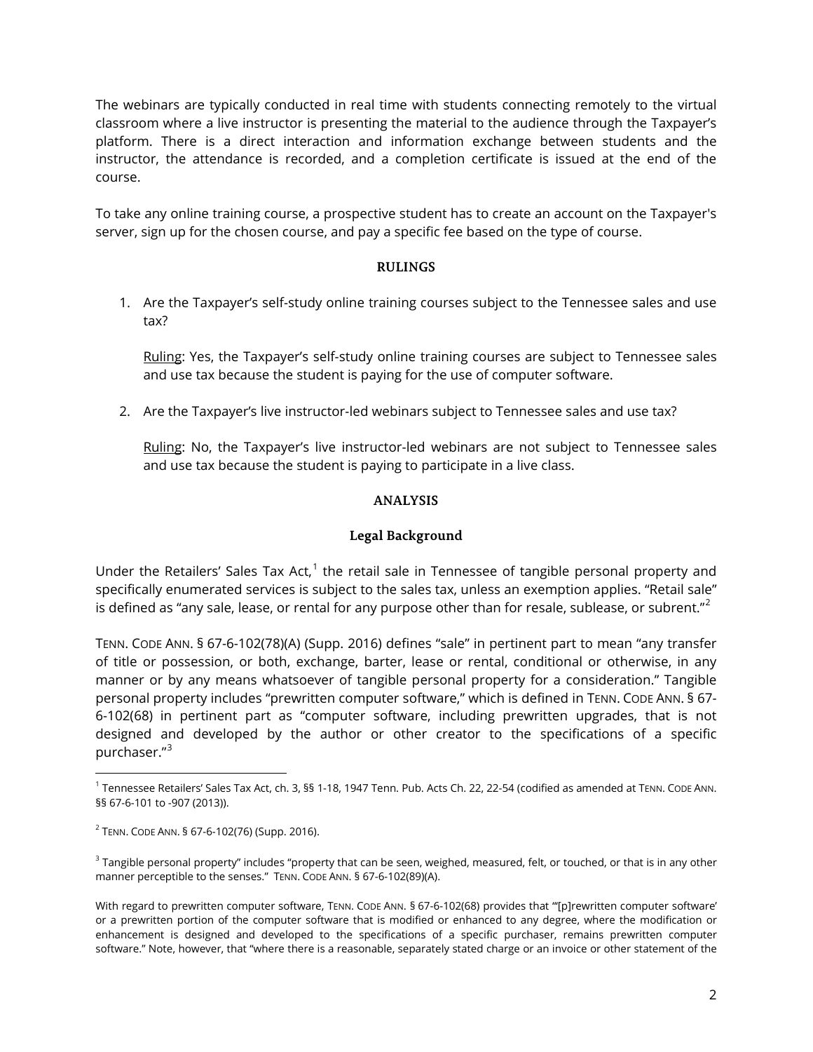The webinars are typically conducted in real time with students connecting remotely to the virtual classroom where a live instructor is presenting the material to the audience through the Taxpayer's platform. There is a direct interaction and information exchange between students and the instructor, the attendance is recorded, and a completion certificate is issued at the end of the course.

To take any online training course, a prospective student has to create an account on the Taxpayer's server, sign up for the chosen course, and pay a specific fee based on the type of course.

## RULINGS

1. Are the Taxpayer's self-study online training courses subject to the Tennessee sales and use tax?

   Ruling: Yes, the Taxpayer's self-study online training courses are subject to Tennessee sales and use tax because the student is paying for the use of computer software.

2. Are the Taxpayer's live instructor-led webinars subject to Tennessee sales and use tax?

   Ruling: No, the Taxpayer's live instructor-led webinars are not subject to Tennessee sales and use tax because the student is paying to participate in a live class.

## ANALYSIS

### Legal Background

Under the Retailers' Sales Tax Act,[1] the retail sale in Tennessee of tangible personal property and specifically enumerated services is subject to the sales tax, unless an exemption applies. "Retail sale" is defined as "any sale, lease, or rental for any purpose other than for resale, sublease, or subrent."[2]

TENN. CODE ANN. § 67-6-102(78)(A) (Supp. 2016) defines "sale" in pertinent part to mean "any transfer of title or possession, or both, exchange, barter, lease or rental, conditional or otherwise, in any manner or by any means whatsoever of tangible personal property for a consideration." Tangible personal property includes "prewritten computer software," which is defined in TENN. CODE ANN. § 67-6-102(68) in pertinent part as "computer software, including prewritten upgrades, that is not designed and developed by the author or other creator to the specifications of a specific purchaser."[3]

---

[1] Tennessee Retailers' Sales Tax Act, ch. 3, §§ 1-18, 1947 Tenn. Pub. Acts Ch. 22, 22-54 (codified as amended at TENN. CODE ANN. §§ 67-6-101 to -907 (2013)).

[2] TENN. CODE ANN. § 67-6-102(76) (Supp. 2016).

[3] Tangible personal property" includes "property that can be seen, weighed, measured, felt, or touched, or that is in any other manner perceptible to the senses." TENN. CODE ANN. § 67-6-102(89)(A).

With regard to prewritten computer software, TENN. CODE ANN. § 67-6-102(68) provides that "'[p]rewritten computer software' or a prewritten portion of the computer software that is modified or enhanced to any degree, where the modification or enhancement is designed and developed to the specifications of a specific purchaser, remains prewritten computer software." Note, however, that "where there is a reasonable, separately stated charge or an invoice or other statement of the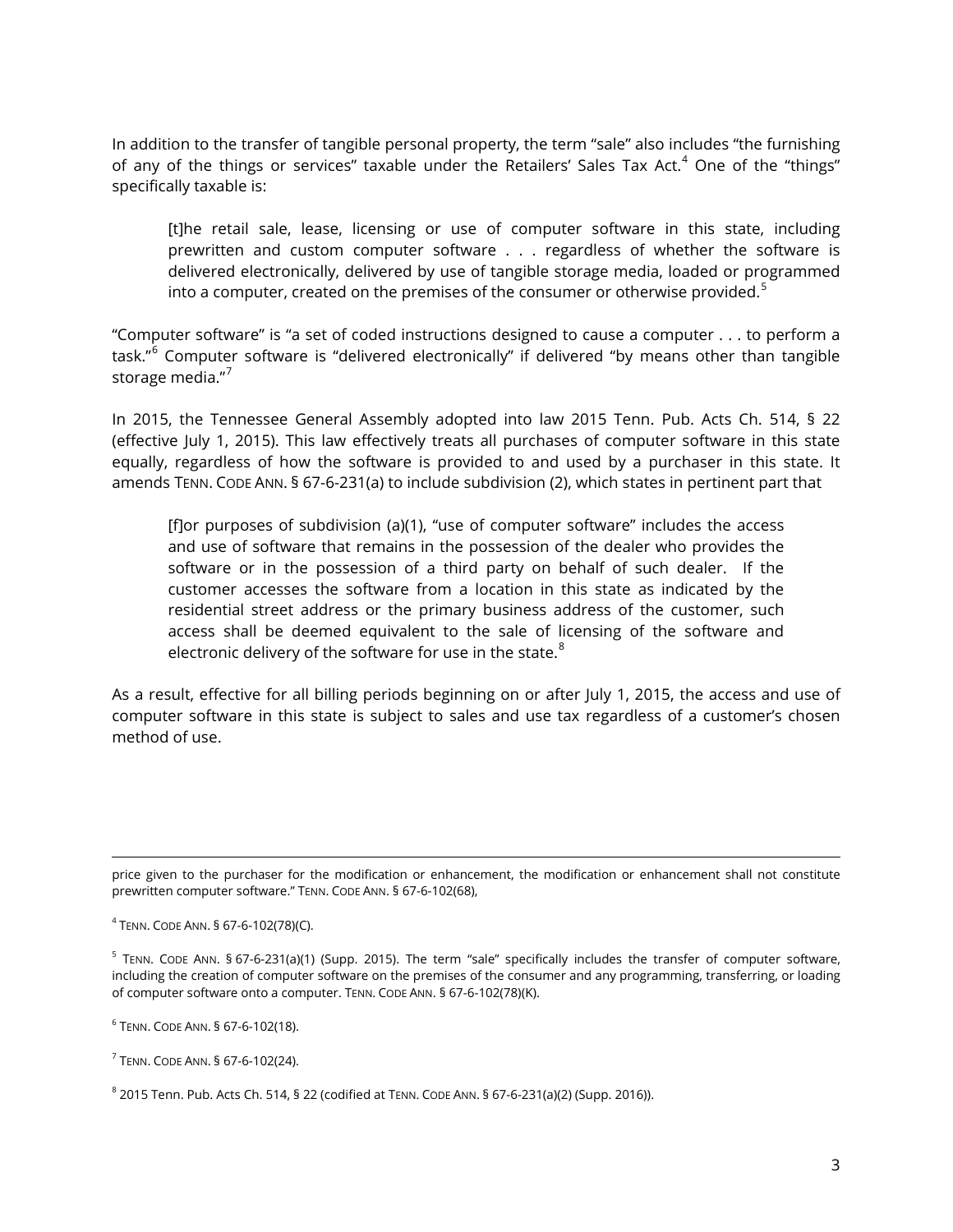In addition to the transfer of tangible personal property, the term "sale" also includes "the furnishing of any of the things or services" taxable under the Retailers' Sales Tax Act.[4] One of the "things" specifically taxable is:

> [t]he retail sale, lease, licensing or use of computer software in this state, including prewritten and custom computer software . . . regardless of whether the software is delivered electronically, delivered by use of tangible storage media, loaded or programmed into a computer, created on the premises of the consumer or otherwise provided.[5]

"Computer software" is "a set of coded instructions designed to cause a computer . . . to perform a task."[6] Computer software is "delivered electronically" if delivered "by means other than tangible storage media."[7]

In 2015, the Tennessee General Assembly adopted into law 2015 Tenn. Pub. Acts Ch. 514, § 22 (effective July 1, 2015). This law effectively treats all purchases of computer software in this state equally, regardless of how the software is provided to and used by a purchaser in this state. It amends TENN. CODE ANN. § 67-6-231(a) to include subdivision (2), which states in pertinent part that

> [f]or purposes of subdivision (a)(1), "use of computer software" includes the access and use of software that remains in the possession of the dealer who provides the software or in the possession of a third party on behalf of such dealer. If the customer accesses the software from a location in this state as indicated by the residential street address or the primary business address of the customer, such access shall be deemed equivalent to the sale of licensing of the software and electronic delivery of the software for use in the state.[8]

As a result, effective for all billing periods beginning on or after July 1, 2015, the access and use of computer software in this state is subject to sales and use tax regardless of a customer's chosen method of use.

---

price given to the purchaser for the modification or enhancement, the modification or enhancement shall not constitute prewritten computer software." TENN. CODE ANN. § 67-6-102(68),

[4] TENN. CODE ANN. § 67-6-102(78)(C).

[5] TENN. CODE ANN. § 67-6-231(a)(1) (Supp. 2015). The term "sale" specifically includes the transfer of computer software, including the creation of computer software on the premises of the consumer and any programming, transferring, or loading of computer software onto a computer. TENN. CODE ANN. § 67-6-102(78)(K).

[6] TENN. CODE ANN. § 67-6-102(18).

[7] TENN. CODE ANN. § 67-6-102(24).

[8] 2015 Tenn. Pub. Acts Ch. 514, § 22 (codified at TENN. CODE ANN. § 67-6-231(a)(2) (Supp. 2016)).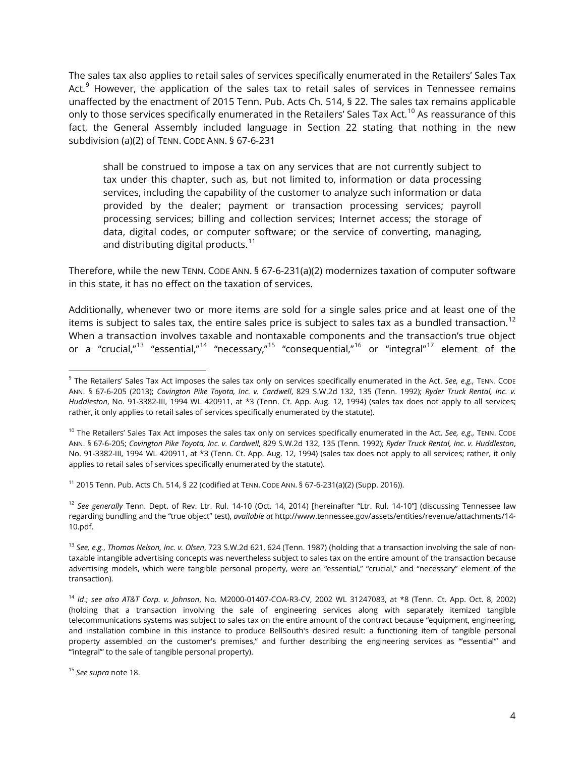The sales tax also applies to retail sales of services specifically enumerated in the Retailers' Sales Tax Act.[9] However, the application of the sales tax to retail sales of services in Tennessee remains unaffected by the enactment of 2015 Tenn. Pub. Acts Ch. 514, § 22. The sales tax remains applicable only to those services specifically enumerated in the Retailers' Sales Tax Act.[10] As reassurance of this fact, the General Assembly included language in Section 22 stating that nothing in the new subdivision (a)(2) of TENN. CODE ANN. § 67-6-231

> shall be construed to impose a tax on any services that are not currently subject to tax under this chapter, such as, but not limited to, information or data processing services, including the capability of the customer to analyze such information or data provided by the dealer; payment or transaction processing services; payroll processing services; billing and collection services; Internet access; the storage of data, digital codes, or computer software; or the service of converting, managing, and distributing digital products.[11]

Therefore, while the new TENN. CODE ANN. § 67-6-231(a)(2) modernizes taxation of computer software in this state, it has no effect on the taxation of services.

Additionally, whenever two or more items are sold for a single sales price and at least one of the items is subject to sales tax, the entire sales price is subject to sales tax as a bundled transaction.[12] When a transaction involves taxable and nontaxable components and the transaction's true object or a "crucial,"[13] "essential,"[14] "necessary,"[15] "consequential,"[16] or "integral"[17] element of the

---

[9] The Retailers' Sales Tax Act imposes the sales tax only on services specifically enumerated in the Act. *See, e.g.,* TENN. CODE ANN. § 67-6-205 (2013); *Covington Pike Toyota, Inc. v. Cardwell*, 829 S.W.2d 132, 135 (Tenn. 1992); *Ryder Truck Rental, Inc. v. Huddleston*, No. 91-3382-III, 1994 WL 420911, at *3 (Tenn. Ct. App. Aug. 12, 1994) (sales tax does not apply to all services; rather, it only applies to retail sales of services specifically enumerated by the statute).

[10] The Retailers' Sales Tax Act imposes the sales tax only on services specifically enumerated in the Act. *See, e.g.,* TENN. CODE ANN. § 67-6-205; *Covington Pike Toyota, Inc. v. Cardwell*, 829 S.W.2d 132, 135 (Tenn. 1992); *Ryder Truck Rental, Inc. v. Huddleston*, No. 91-3382-III, 1994 WL 420911, at *3 (Tenn. Ct. App. Aug. 12, 1994) (sales tax does not apply to all services; rather, it only applies to retail sales of services specifically enumerated by the statute).

[11] 2015 Tenn. Pub. Acts Ch. 514, § 22 (codified at TENN. CODE ANN. § 67-6-231(a)(2) (Supp. 2016)).

[12] *See generally* Tenn. Dept. of Rev. Ltr. Rul. 14-10 (Oct. 14, 2014) [hereinafter "Ltr. Rul. 14-10"] (discussing Tennessee law regarding bundling and the "true object" test), *available at* http://www.tennessee.gov/assets/entities/revenue/attachments/14-10.pdf.

[13] *See, e.g.*, *Thomas Nelson, Inc. v. Olsen*, 723 S.W.2d 621, 624 (Tenn. 1987) (holding that a transaction involving the sale of non-taxable intangible advertising concepts was nevertheless subject to sales tax on the entire amount of the transaction because advertising models, which were tangible personal property, were an "essential," "crucial," and "necessary" element of the transaction).

[14] *Id*.; *see also AT&T Corp. v. Johnson*, No. M2000-01407-COA-R3-CV, 2002 WL 31247083, at *8 (Tenn. Ct. App. Oct. 8, 2002) (holding that a transaction involving the sale of engineering services along with separately itemized tangible telecommunications systems was subject to sales tax on the entire amount of the contract because "equipment, engineering, and installation combine in this instance to produce BellSouth's desired result: a functioning item of tangible personal property assembled on the customer's premises," and further describing the engineering services as "'essential'" and "'integral'" to the sale of tangible personal property).

[15] *See supra* note 18.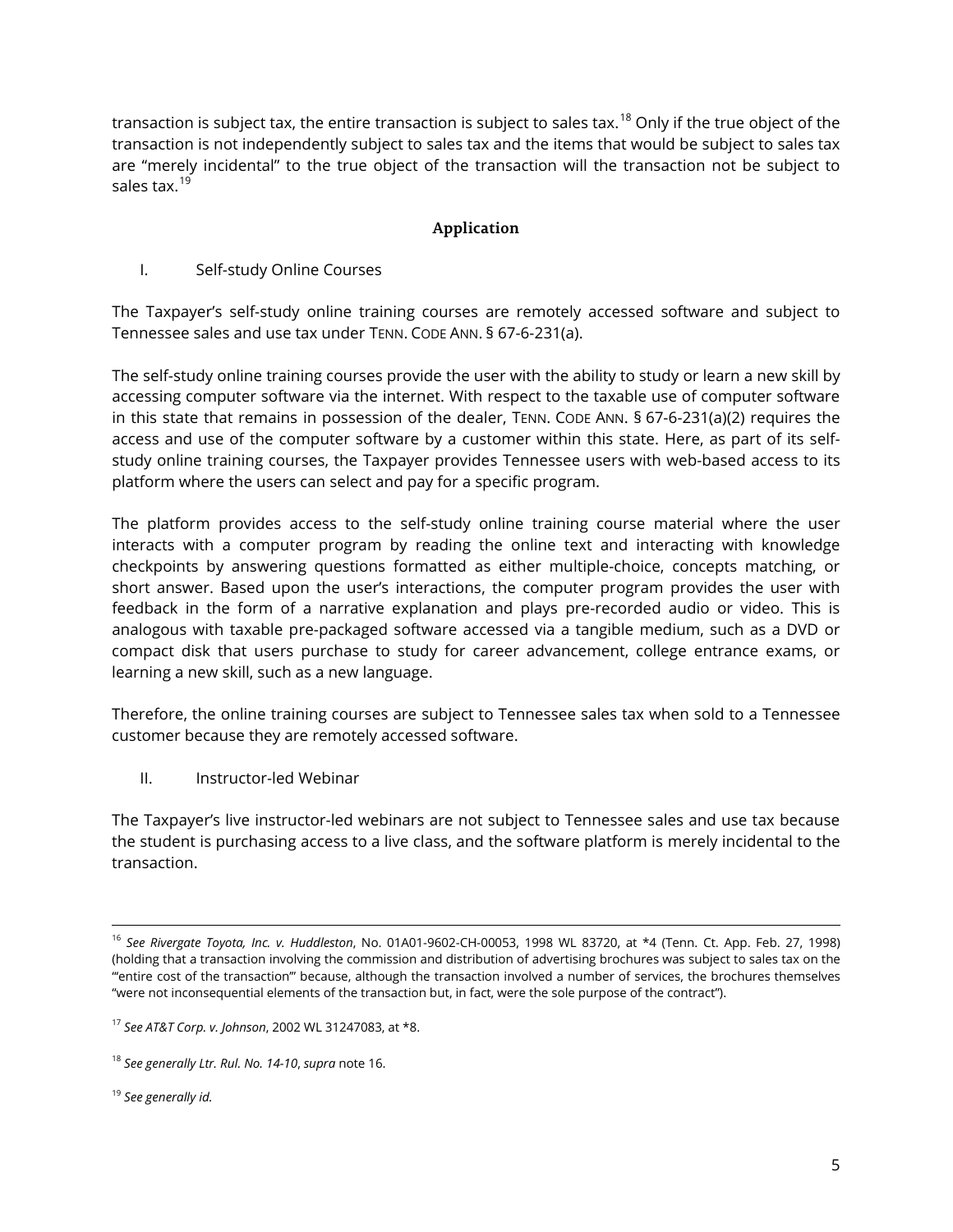transaction is subject tax, the entire transaction is subject to sales tax.[18] Only if the true object of the transaction is not independently subject to sales tax and the items that would be subject to sales tax are "merely incidental" to the true object of the transaction will the transaction not be subject to sales tax.[19]

## Application

### I. Self-study Online Courses

The Taxpayer's self-study online training courses are remotely accessed software and subject to Tennessee sales and use tax under TENN. CODE ANN. § 67-6-231(a).

The self-study online training courses provide the user with the ability to study or learn a new skill by accessing computer software via the internet. With respect to the taxable use of computer software in this state that remains in possession of the dealer, TENN. CODE ANN. § 67-6-231(a)(2) requires the access and use of the computer software by a customer within this state. Here, as part of its self-study online training courses, the Taxpayer provides Tennessee users with web-based access to its platform where the users can select and pay for a specific program.

The platform provides access to the self-study online training course material where the user interacts with a computer program by reading the online text and interacting with knowledge checkpoints by answering questions formatted as either multiple-choice, concepts matching, or short answer. Based upon the user's interactions, the computer program provides the user with feedback in the form of a narrative explanation and plays pre-recorded audio or video. This is analogous with taxable pre-packaged software accessed via a tangible medium, such as a DVD or compact disk that users purchase to study for career advancement, college entrance exams, or learning a new skill, such as a new language.

Therefore, the online training courses are subject to Tennessee sales tax when sold to a Tennessee customer because they are remotely accessed software.

### II. Instructor-led Webinar

The Taxpayer's live instructor-led webinars are not subject to Tennessee sales and use tax because the student is purchasing access to a live class, and the software platform is merely incidental to the transaction.

---

[16] *See Rivergate Toyota, Inc. v. Huddleston*, No. 01A01-9602-CH-00053, 1998 WL 83720, at *4 (Tenn. Ct. App. Feb. 27, 1998) (holding that a transaction involving the commission and distribution of advertising brochures was subject to sales tax on the "'entire cost of the transaction'" because, although the transaction involved a number of services, the brochures themselves "were not inconsequential elements of the transaction but, in fact, were the sole purpose of the contract").

[17] *See AT&T Corp. v. Johnson*, 2002 WL 31247083, at *8.

[18] *See generally Ltr. Rul. No. 14-10*, *supra* note 16.

[19] *See generally id.*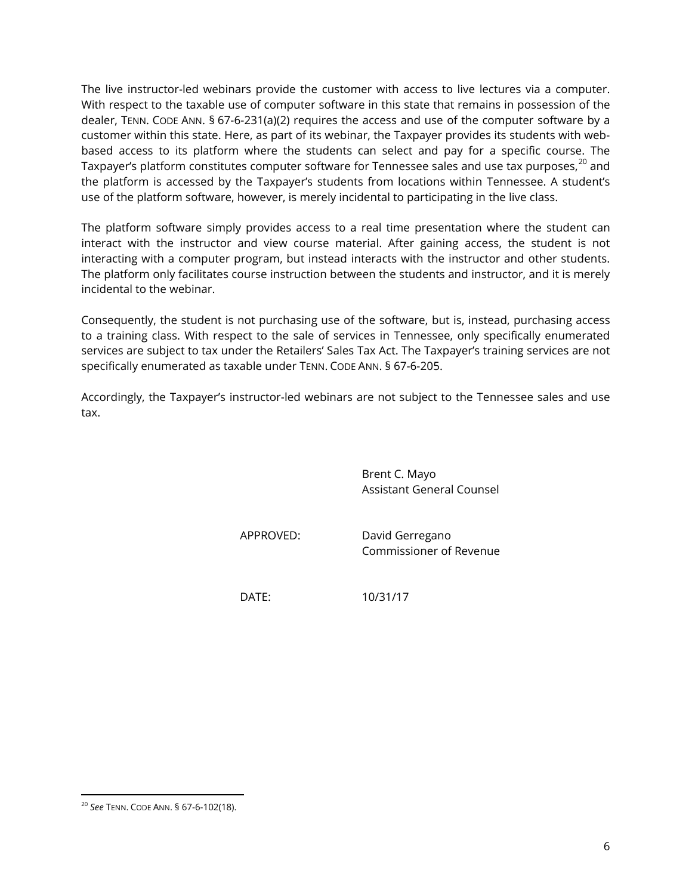The live instructor-led webinars provide the customer with access to live lectures via a computer. With respect to the taxable use of computer software in this state that remains in possession of the dealer, TENN. CODE ANN. § 67-6-231(a)(2) requires the access and use of the computer software by a customer within this state. Here, as part of its webinar, the Taxpayer provides its students with web-based access to its platform where the students can select and pay for a specific course. The Taxpayer's platform constitutes computer software for Tennessee sales and use tax purposes,[20] and the platform is accessed by the Taxpayer's students from locations within Tennessee. A student's use of the platform software, however, is merely incidental to participating in the live class.

The platform software simply provides access to a real time presentation where the student can interact with the instructor and view course material. After gaining access, the student is not interacting with a computer program, but instead interacts with the instructor and other students. The platform only facilitates course instruction between the students and instructor, and it is merely incidental to the webinar.

Consequently, the student is not purchasing use of the software, but is, instead, purchasing access to a training class. With respect to the sale of services in Tennessee, only specifically enumerated services are subject to tax under the Retailers' Sales Tax Act. The Taxpayer's training services are not specifically enumerated as taxable under TENN. CODE ANN. § 67-6-205.

Accordingly, the Taxpayer's instructor-led webinars are not subject to the Tennessee sales and use tax.

Brent C. Mayo
Assistant General Counsel

APPROVED: David Gerregano
Commissioner of Revenue

DATE: 10/31/17

---

[20] *See* TENN. CODE ANN. § 67-6-102(18).